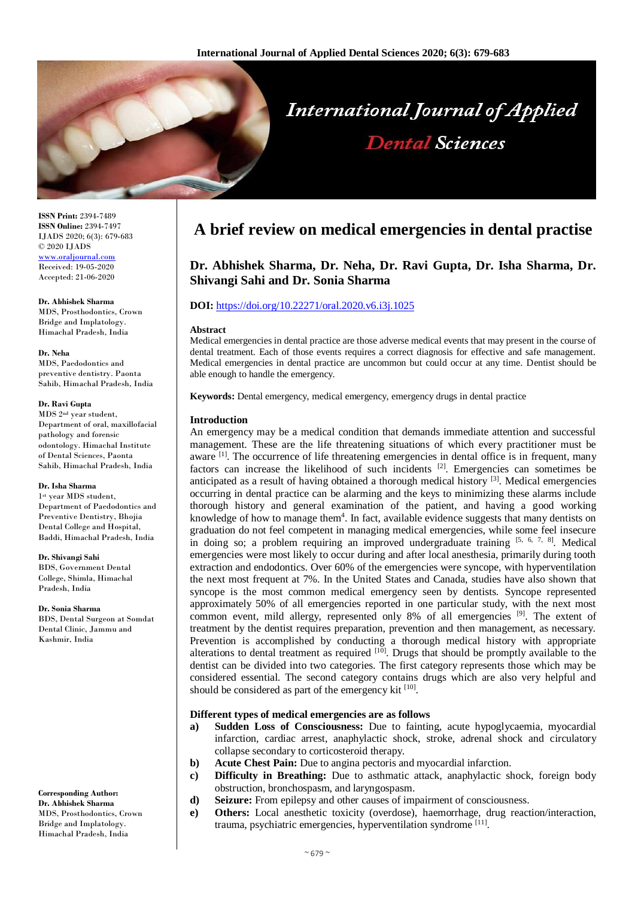**ISSN Print:** 2394-7489
**ISSN Online:** 2394-7497
IJADS 2020; 6(3): 679-683
© 2020 IJADS
www.oraljournal.com
Received: 19-05-2020
Accepted: 21-06-2020

**Dr. Abhishek Sharma**
MDS, Prosthodontics, Crown Bridge and Implatology. Himachal Pradesh, India

**Dr. Neha**
MDS, Paedodontics and preventive dentistry. Paonta Sahib, Himachal Pradesh, India

**Dr. Ravi Gupta**
MDS 2nd year student, Department of oral, maxillofacial pathology and forensic odontology. Himachal Institute of Dental Sciences, Paonta Sahib, Himachal Pradesh, India

**Dr. Isha Sharma**
1st year MDS student, Department of Paedodontics and Preventive Dentistry, Bhojia Dental College and Hospital, Baddi, Himachal Pradesh, India

**Dr. Shivangi Sahi**
BDS, Government Dental College, Shimla, Himachal Pradesh, India

**Dr. Sonia Sharma**
BDS, Dental Surgeon at Somdat Dental Clinic, Jammu and Kashmir, India

**Corresponding Author:**
**Dr. Abhishek Sharma**
MDS, Prosthodontics, Crown Bridge and Implatology. Himachal Pradesh, India

# A brief review on medical emergencies in dental practise

**Dr. Abhishek Sharma, Dr. Neha, Dr. Ravi Gupta, Dr. Isha Sharma, Dr. Shivangi Sahi and Dr. Sonia Sharma**

**DOI:** https://doi.org/10.22271/oral.2020.v6.i3j.1025

#### Abstract

Medical emergencies in dental practice are those adverse medical events that may present in the course of dental treatment. Each of those events requires a correct diagnosis for effective and safe management. Medical emergencies in dental practice are uncommon but could occur at any time. Dentist should be able enough to handle the emergency.

**Keywords:** Dental emergency, medical emergency, emergency drugs in dental practice

#### Introduction

An emergency may be a medical condition that demands immediate attention and successful management. These are the life threatening situations of which every practitioner must be aware [1]. The occurrence of life threatening emergencies in dental office is in frequent, many factors can increase the likelihood of such incidents [2]. Emergencies can sometimes be anticipated as a result of having obtained a thorough medical history [3]. Medical emergencies occurring in dental practice can be alarming and the keys to minimizing these alarms include thorough history and general examination of the patient, and having a good working knowledge of how to manage them[4]. In fact, available evidence suggests that many dentists on graduation do not feel competent in managing medical emergencies, while some feel insecure in doing so; a problem requiring an improved undergraduate training [5, 6, 7, 8]. Medical emergencies were most likely to occur during and after local anesthesia, primarily during tooth extraction and endodontics. Over 60% of the emergencies were syncope, with hyperventilation the next most frequent at 7%. In the United States and Canada, studies have also shown that syncope is the most common medical emergency seen by dentists. Syncope represented approximately 50% of all emergencies reported in one particular study, with the next most common event, mild allergy, represented only 8% of all emergencies [9]. The extent of treatment by the dentist requires preparation, prevention and then management, as necessary. Prevention is accomplished by conducting a thorough medical history with appropriate alterations to dental treatment as required [10]. Drugs that should be promptly available to the dentist can be divided into two categories. The first category represents those which may be considered essential. The second category contains drugs which are also very helpful and should be considered as part of the emergency kit [10].

#### Different types of medical emergencies are as follows

a) **Sudden Loss of Consciousness:** Due to fainting, acute hypoglycaemia, myocardial infarction, cardiac arrest, anaphylactic shock, stroke, adrenal shock and circulatory collapse secondary to corticosteroid therapy.
b) **Acute Chest Pain:** Due to angina pectoris and myocardial infarction.
c) **Difficulty in Breathing:** Due to asthmatic attack, anaphylactic shock, foreign body obstruction, bronchospasm, and laryngospasm.
d) **Seizure:** From epilepsy and other causes of impairment of consciousness.
e) **Others:** Local anesthetic toxicity (overdose), haemorrhage, drug reaction/interaction, trauma, psychiatric emergencies, hyperventilation syndrome [11].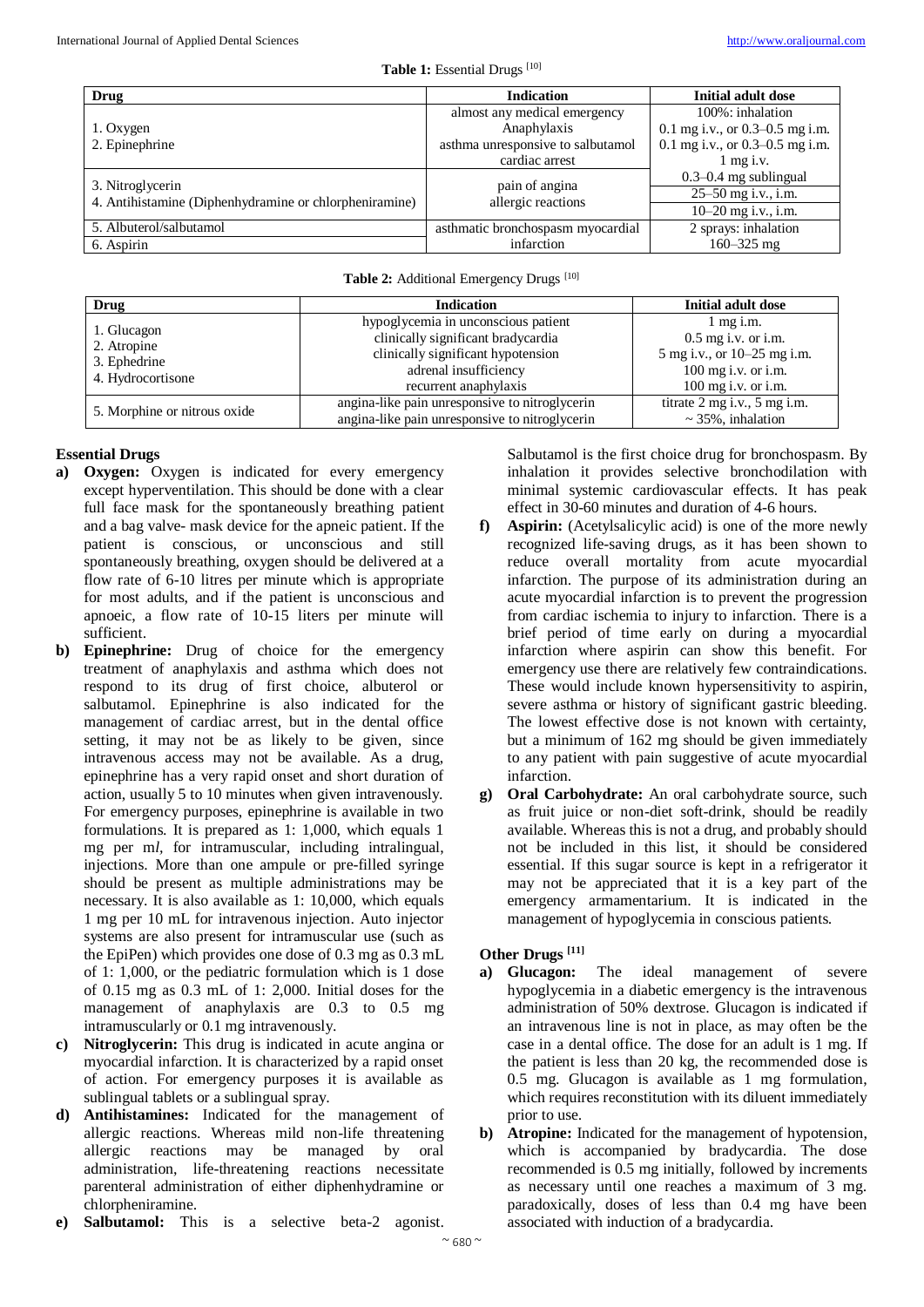**Table 1:** Essential Drugs [10]

| Drug | Indication | Initial adult dose |
|---|---|---|
| 1. Oxygen<br>2. Epinephrine | almost any medical emergency<br>Anaphylaxis<br>asthma unresponsive to salbutamol<br>cardiac arrest | 100%: inhalation<br>0.1 mg i.v., or 0.3–0.5 mg i.m.<br>0.1 mg i.v., or 0.3–0.5 mg i.m.<br>1 mg i.v. |
| 3. Nitroglycerin<br>4. Antihistamine (Diphenhydramine or chlorpheniramine) | pain of angina<br>allergic reactions | 0.3–0.4 mg sublingual<br>25–50 mg i.v., i.m.<br>10–20 mg i.v., i.m. |
| 5. Albuterol/salbutamol<br>6. Aspirin | asthmatic bronchospasm myocardial infarction | 2 sprays: inhalation<br>160–325 mg |

**Table 2:** Additional Emergency Drugs [10]

| Drug | Indication | Initial adult dose |
|---|---|---|
| 1. Glucagon<br>2. Atropine<br>3. Ephedrine<br>4. Hydrocortisone | hypoglycemia in unconscious patient<br>clinically significant bradycardia<br>clinically significant hypotension<br>adrenal insufficiency<br>recurrent anaphylaxis | 1 mg i.m.<br>0.5 mg i.v. or i.m.<br>5 mg i.v., or 10–25 mg i.m.<br>100 mg i.v. or i.m.<br>100 mg i.v. or i.m. |
| 5. Morphine or nitrous oxide | angina-like pain unresponsive to nitroglycerin<br>angina-like pain unresponsive to nitroglycerin | titrate 2 mg i.v., 5 mg i.m.<br>~ 35%, inhalation |

## Essential Drugs

a) **Oxygen:** Oxygen is indicated for every emergency except hyperventilation. This should be done with a clear full face mask for the spontaneously breathing patient and a bag valve- mask device for the apneic patient. If the patient is conscious, or unconscious and still spontaneously breathing, oxygen should be delivered at a flow rate of 6-10 litres per minute which is appropriate for most adults, and if the patient is unconscious and apnoeic, a flow rate of 10-15 liters per minute will sufficient.

b) **Epinephrine:** Drug of choice for the emergency treatment of anaphylaxis and asthma which does not respond to its drug of first choice, albuterol or salbutamol. Epinephrine is also indicated for the management of cardiac arrest, but in the dental office setting, it may not be as likely to be given, since intravenous access may not be available. As a drug, epinephrine has a very rapid onset and short duration of action, usually 5 to 10 minutes when given intravenously. For emergency purposes, epinephrine is available in two formulations. It is prepared as 1: 1,000, which equals 1 mg per m*l*, for intramuscular, including intralingual, injections. More than one ampule or pre-filled syringe should be present as multiple administrations may be necessary. It is also available as 1: 10,000, which equals 1 mg per 10 mL for intravenous injection. Auto injector systems are also present for intramuscular use (such as the EpiPen) which provides one dose of 0.3 mg as 0.3 mL of 1: 1,000, or the pediatric formulation which is 1 dose of 0.15 mg as 0.3 mL of 1: 2,000. Initial doses for the management of anaphylaxis are 0.3 to 0.5 mg intramuscularly or 0.1 mg intravenously.

c) **Nitroglycerin:** This drug is indicated in acute angina or myocardial infarction. It is characterized by a rapid onset of action. For emergency purposes it is available as sublingual tablets or a sublingual spray.

d) **Antihistamines:** Indicated for the management of allergic reactions. Whereas mild non-life threatening allergic reactions may be managed by oral administration, life-threatening reactions necessitate parenteral administration of either diphenhydramine or chlorpheniramine.

e) **Salbutamol:** This is a selective beta-2 agonist. Salbutamol is the first choice drug for bronchospasm. By inhalation it provides selective bronchodilation with minimal systemic cardiovascular effects. It has peak effect in 30-60 minutes and duration of 4-6 hours.

f) **Aspirin:** (Acetylsalicylic acid) is one of the more newly recognized life-saving drugs, as it has been shown to reduce overall mortality from acute myocardial infarction. The purpose of its administration during an acute myocardial infarction is to prevent the progression from cardiac ischemia to injury to infarction. There is a brief period of time early on during a myocardial infarction where aspirin can show this benefit. For emergency use there are relatively few contraindications. These would include known hypersensitivity to aspirin, severe asthma or history of significant gastric bleeding. The lowest effective dose is not known with certainty, but a minimum of 162 mg should be given immediately to any patient with pain suggestive of acute myocardial infarction.

g) **Oral Carbohydrate:** An oral carbohydrate source, such as fruit juice or non-diet soft-drink, should be readily available. Whereas this is not a drug, and probably should not be included in this list, it should be considered essential. If this sugar source is kept in a refrigerator it may not be appreciated that it is a key part of the emergency armamentarium. It is indicated in the management of hypoglycemia in conscious patients.

## Other Drugs [11]

a) **Glucagon:** The ideal management of severe hypoglycemia in a diabetic emergency is the intravenous administration of 50% dextrose. Glucagon is indicated if an intravenous line is not in place, as may often be the case in a dental office. The dose for an adult is 1 mg. If the patient is less than 20 kg, the recommended dose is 0.5 mg. Glucagon is available as 1 mg formulation, which requires reconstitution with its diluent immediately prior to use.

b) **Atropine:** Indicated for the management of hypotension, which is accompanied by bradycardia. The dose recommended is 0.5 mg initially, followed by increments as necessary until one reaches a maximum of 3 mg. paradoxically, doses of less than 0.4 mg have been associated with induction of a bradycardia.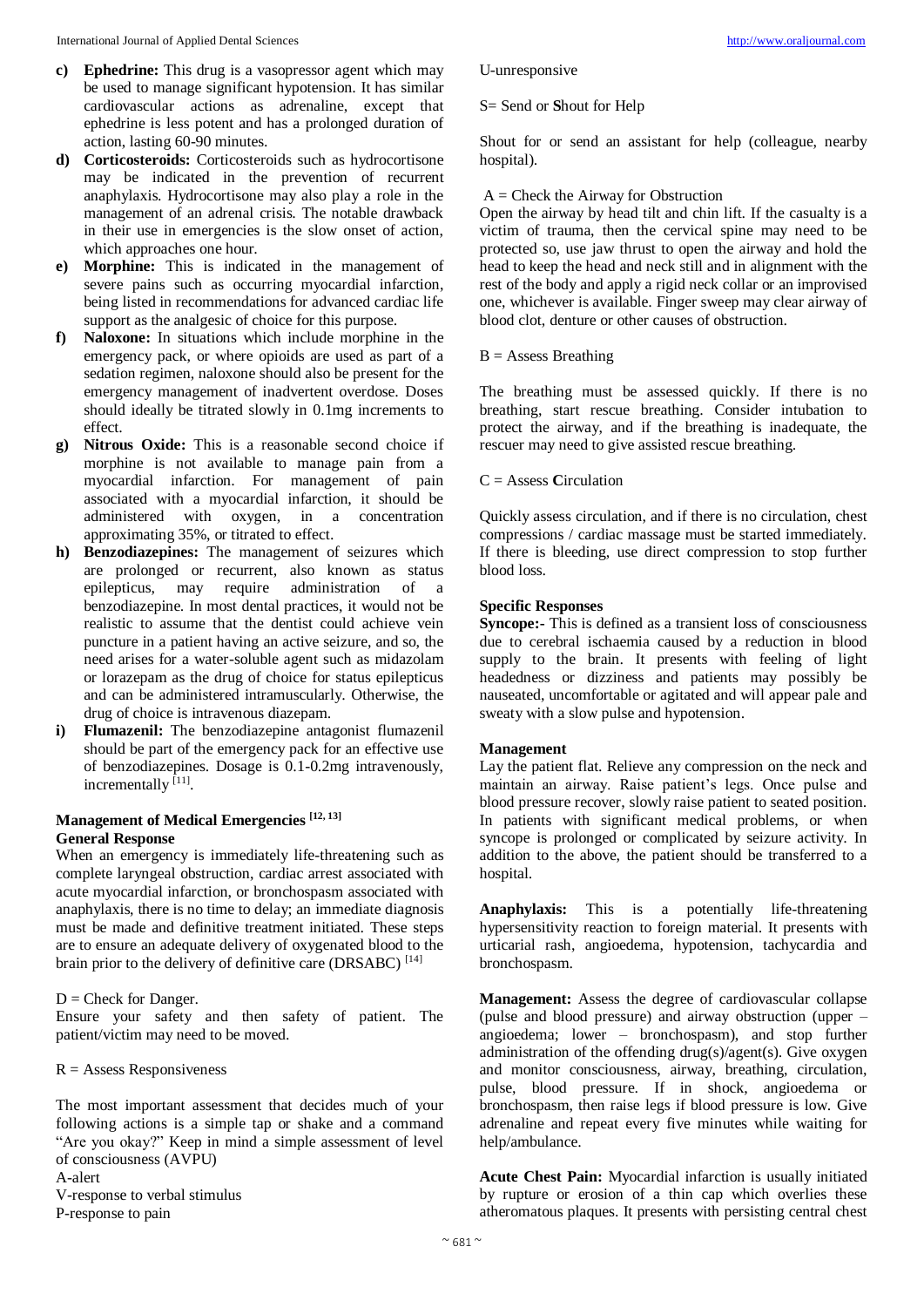c) **Ephedrine:** This drug is a vasopressor agent which may be used to manage significant hypotension. It has similar cardiovascular actions as adrenaline, except that ephedrine is less potent and has a prolonged duration of action, lasting 60-90 minutes.
d) **Corticosteroids:** Corticosteroids such as hydrocortisone may be indicated in the prevention of recurrent anaphylaxis. Hydrocortisone may also play a role in the management of an adrenal crisis. The notable drawback in their use in emergencies is the slow onset of action, which approaches one hour.
e) **Morphine:** This is indicated in the management of severe pains such as occurring myocardial infarction, being listed in recommendations for advanced cardiac life support as the analgesic of choice for this purpose.
f) **Naloxone:** In situations which include morphine in the emergency pack, or where opioids are used as part of a sedation regimen, naloxone should also be present for the emergency management of inadvertent overdose. Doses should ideally be titrated slowly in 0.1mg increments to effect.
g) **Nitrous Oxide:** This is a reasonable second choice if morphine is not available to manage pain from a myocardial infarction. For management of pain associated with a myocardial infarction, it should be administered with oxygen, in a concentration approximating 35%, or titrated to effect.
h) **Benzodiazepines:** The management of seizures which are prolonged or recurrent, also known as status epilepticus, may require administration of a benzodiazepine. In most dental practices, it would not be realistic to assume that the dentist could achieve vein puncture in a patient having an active seizure, and so, the need arises for a water-soluble agent such as midazolam or lorazepam as the drug of choice for status epilepticus and can be administered intramuscularly. Otherwise, the drug of choice is intravenous diazepam.
i) **Flumazenil:** The benzodiazepine antagonist flumazenil should be part of the emergency pack for an effective use of benzodiazepines. Dosage is 0.1-0.2mg intravenously, incrementally [11].

### Management of Medical Emergencies [12, 13]

**General Response**

When an emergency is immediately life-threatening such as complete laryngeal obstruction, cardiac arrest associated with acute myocardial infarction, or bronchospasm associated with anaphylaxis, there is no time to delay; an immediate diagnosis must be made and definitive treatment initiated. These steps are to ensure an adequate delivery of oxygenated blood to the brain prior to the delivery of definitive care (DRSABC) [14]

D = Check for Danger.

Ensure your safety and then safety of patient. The patient/victim may need to be moved.

R = Assess Responsiveness

The most important assessment that decides much of your following actions is a simple tap or shake and a command "Are you okay?" Keep in mind a simple assessment of level of consciousness (AVPU)

A-alert

V-response to verbal stimulus

P-response to pain

U-unresponsive

S= Send or **S**hout for Help

Shout for or send an assistant for help (colleague, nearby hospital).

A = Check the Airway for Obstruction

Open the airway by head tilt and chin lift. If the casualty is a victim of trauma, then the cervical spine may need to be protected so, use jaw thrust to open the airway and hold the head to keep the head and neck still and in alignment with the rest of the body and apply a rigid neck collar or an improvised one, whichever is available. Finger sweep may clear airway of blood clot, denture or other causes of obstruction.

B = Assess Breathing

The breathing must be assessed quickly. If there is no breathing, start rescue breathing. Consider intubation to protect the airway, and if the breathing is inadequate, the rescuer may need to give assisted rescue breathing.

C = Assess **C**irculation

Quickly assess circulation, and if there is no circulation, chest compressions / cardiac massage must be started immediately. If there is bleeding, use direct compression to stop further blood loss.

**Specific Responses**

**Syncope:-** This is defined as a transient loss of consciousness due to cerebral ischaemia caused by a reduction in blood supply to the brain. It presents with feeling of light headedness or dizziness and patients may possibly be nauseated, uncomfortable or agitated and will appear pale and sweaty with a slow pulse and hypotension.

**Management**

Lay the patient flat. Relieve any compression on the neck and maintain an airway. Raise patient's legs. Once pulse and blood pressure recover, slowly raise patient to seated position. In patients with significant medical problems, or when syncope is prolonged or complicated by seizure activity. In addition to the above, the patient should be transferred to a hospital.

**Anaphylaxis:** This is a potentially life-threatening hypersensitivity reaction to foreign material. It presents with urticarial rash, angioedema, hypotension, tachycardia and bronchospasm.

**Management:** Assess the degree of cardiovascular collapse (pulse and blood pressure) and airway obstruction (upper – angioedema; lower – bronchospasm), and stop further administration of the offending drug(s)/agent(s). Give oxygen and monitor consciousness, airway, breathing, circulation, pulse, blood pressure. If in shock, angioedema or bronchospasm, then raise legs if blood pressure is low. Give adrenaline and repeat every five minutes while waiting for help/ambulance.

**Acute Chest Pain:** Myocardial infarction is usually initiated by rupture or erosion of a thin cap which overlies these atheromatous plaques. It presents with persisting central chest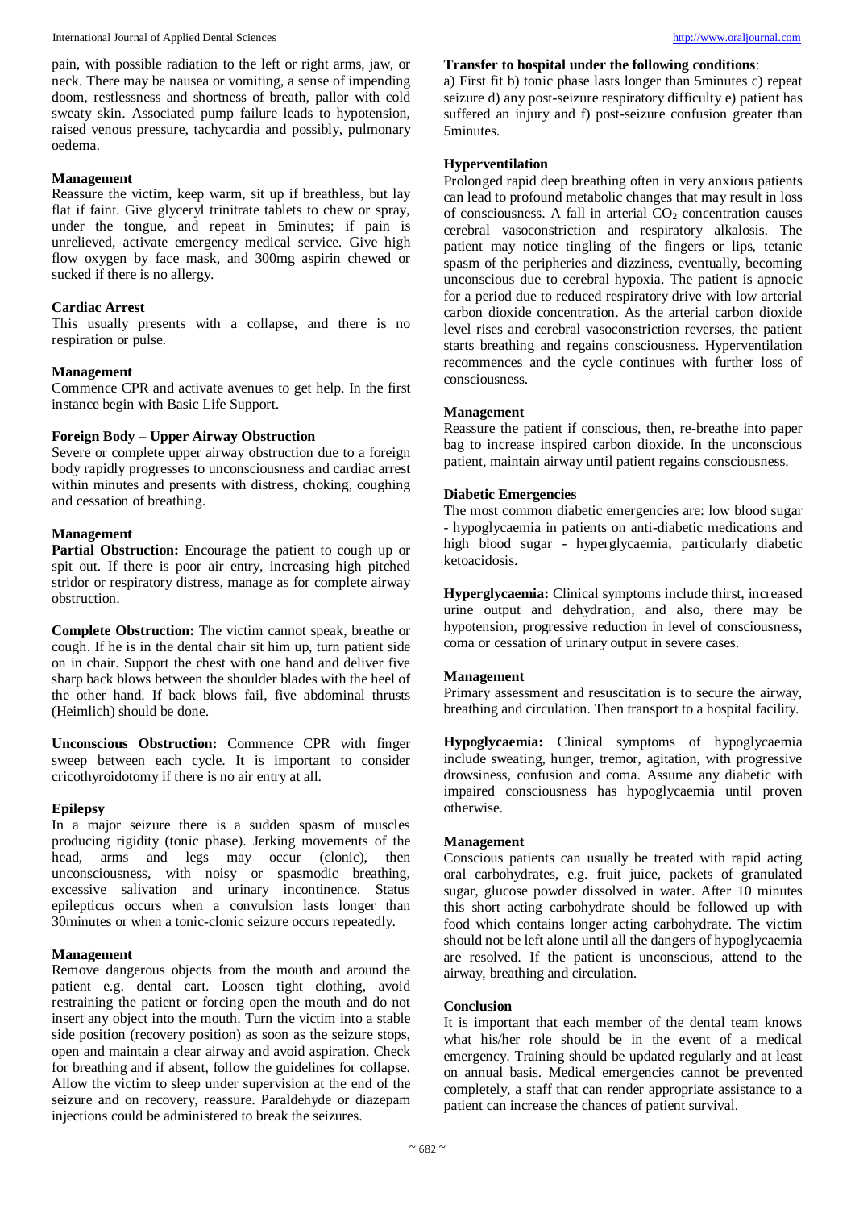pain, with possible radiation to the left or right arms, jaw, or neck. There may be nausea or vomiting, a sense of impending doom, restlessness and shortness of breath, pallor with cold sweaty skin. Associated pump failure leads to hypotension, raised venous pressure, tachycardia and possibly, pulmonary oedema.

### Management

Reassure the victim, keep warm, sit up if breathless, but lay flat if faint. Give glyceryl trinitrate tablets to chew or spray, under the tongue, and repeat in 5minutes; if pain is unrelieved, activate emergency medical service. Give high flow oxygen by face mask, and 300mg aspirin chewed or sucked if there is no allergy.

### Cardiac Arrest

This usually presents with a collapse, and there is no respiration or pulse.

### Management

Commence CPR and activate avenues to get help. In the first instance begin with Basic Life Support.

### Foreign Body – Upper Airway Obstruction

Severe or complete upper airway obstruction due to a foreign body rapidly progresses to unconsciousness and cardiac arrest within minutes and presents with distress, choking, coughing and cessation of breathing.

### Management

**Partial Obstruction:** Encourage the patient to cough up or spit out. If there is poor air entry, increasing high pitched stridor or respiratory distress, manage as for complete airway obstruction.

**Complete Obstruction:** The victim cannot speak, breathe or cough. If he is in the dental chair sit him up, turn patient side on in chair. Support the chest with one hand and deliver five sharp back blows between the shoulder blades with the heel of the other hand. If back blows fail, five abdominal thrusts (Heimlich) should be done.

**Unconscious Obstruction:** Commence CPR with finger sweep between each cycle. It is important to consider cricothyroidotomy if there is no air entry at all.

### Epilepsy

In a major seizure there is a sudden spasm of muscles producing rigidity (tonic phase). Jerking movements of the head, arms and legs may occur (clonic), then unconsciousness, with noisy or spasmodic breathing, excessive salivation and urinary incontinence. Status epilepticus occurs when a convulsion lasts longer than 30minutes or when a tonic-clonic seizure occurs repeatedly.

### Management

Remove dangerous objects from the mouth and around the patient e.g. dental cart. Loosen tight clothing, avoid restraining the patient or forcing open the mouth and do not insert any object into the mouth. Turn the victim into a stable side position (recovery position) as soon as the seizure stops, open and maintain a clear airway and avoid aspiration. Check for breathing and if absent, follow the guidelines for collapse. Allow the victim to sleep under supervision at the end of the seizure and on recovery, reassure. Paraldehyde or diazepam injections could be administered to break the seizures.

**Transfer to hospital under the following conditions**:

a) First fit b) tonic phase lasts longer than 5minutes c) repeat seizure d) any post-seizure respiratory difficulty e) patient has suffered an injury and f) post-seizure confusion greater than 5minutes.

### Hyperventilation

Prolonged rapid deep breathing often in very anxious patients can lead to profound metabolic changes that may result in loss of consciousness. A fall in arterial $CO_2$ concentration causes cerebral vasoconstriction and respiratory alkalosis. The patient may notice tingling of the fingers or lips, tetanic spasm of the peripheries and dizziness, eventually, becoming unconscious due to cerebral hypoxia. The patient is apnoeic for a period due to reduced respiratory drive with low arterial carbon dioxide concentration. As the arterial carbon dioxide level rises and cerebral vasoconstriction reverses, the patient starts breathing and regains consciousness. Hyperventilation recommences and the cycle continues with further loss of consciousness.

### Management

Reassure the patient if conscious, then, re-breathe into paper bag to increase inspired carbon dioxide. In the unconscious patient, maintain airway until patient regains consciousness.

### Diabetic Emergencies

The most common diabetic emergencies are: low blood sugar - hypoglycaemia in patients on anti-diabetic medications and high blood sugar - hyperglycaemia, particularly diabetic ketoacidosis.

**Hyperglycaemia:** Clinical symptoms include thirst, increased urine output and dehydration, and also, there may be hypotension, progressive reduction in level of consciousness, coma or cessation of urinary output in severe cases.

### Management

Primary assessment and resuscitation is to secure the airway, breathing and circulation. Then transport to a hospital facility.

**Hypoglycaemia:** Clinical symptoms of hypoglycaemia include sweating, hunger, tremor, agitation, with progressive drowsiness, confusion and coma. Assume any diabetic with impaired consciousness has hypoglycaemia until proven otherwise.

### Management

Conscious patients can usually be treated with rapid acting oral carbohydrates, e.g. fruit juice, packets of granulated sugar, glucose powder dissolved in water. After 10 minutes this short acting carbohydrate should be followed up with food which contains longer acting carbohydrate. The victim should not be left alone until all the dangers of hypoglycaemia are resolved. If the patient is unconscious, attend to the airway, breathing and circulation.

### Conclusion

It is important that each member of the dental team knows what his/her role should be in the event of a medical emergency. Training should be updated regularly and at least on annual basis. Medical emergencies cannot be prevented completely, a staff that can render appropriate assistance to a patient can increase the chances of patient survival.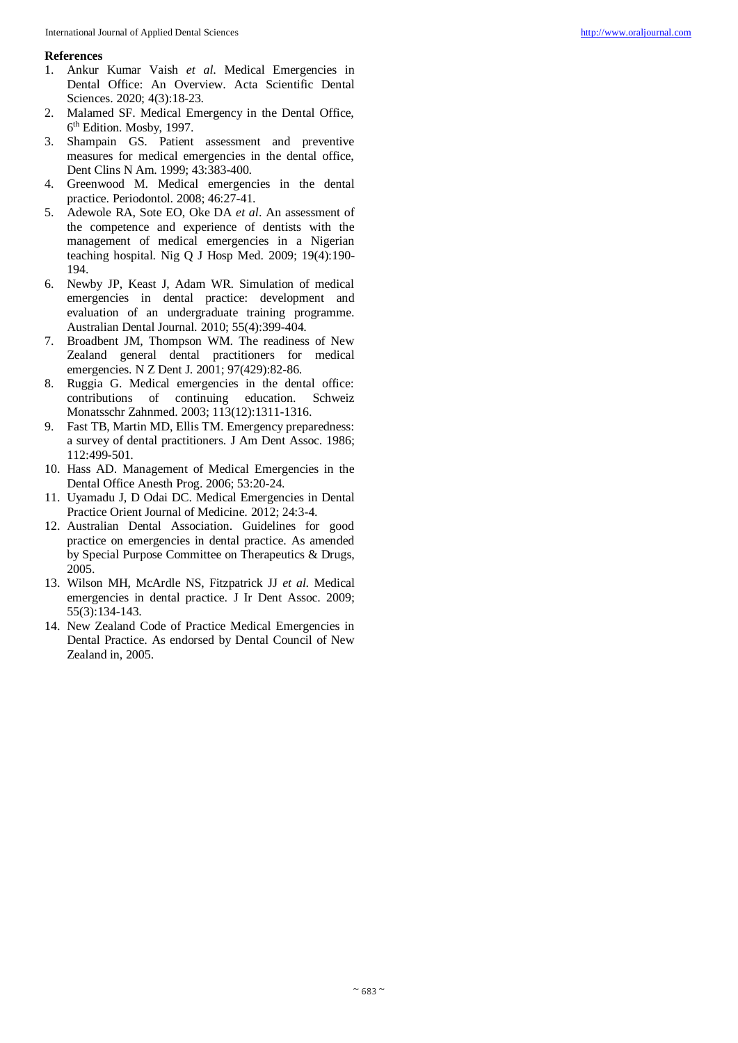**References**

1. Ankur Kumar Vaish *et al*. Medical Emergencies in Dental Office: An Overview. Acta Scientific Dental Sciences. 2020; 4(3):18-23.
2. Malamed SF. Medical Emergency in the Dental Office, 6th Edition. Mosby, 1997.
3. Shampain GS. Patient assessment and preventive measures for medical emergencies in the dental office, Dent Clins N Am. 1999; 43:383-400.
4. Greenwood M. Medical emergencies in the dental practice. Periodontol. 2008; 46:27-41.
5. Adewole RA, Sote EO, Oke DA *et al*. An assessment of the competence and experience of dentists with the management of medical emergencies in a Nigerian teaching hospital. Nig Q J Hosp Med. 2009; 19(4):190-194.
6. Newby JP, Keast J, Adam WR. Simulation of medical emergencies in dental practice: development and evaluation of an undergraduate training programme. Australian Dental Journal. 2010; 55(4):399-404.
7. Broadbent JM, Thompson WM. The readiness of New Zealand general dental practitioners for medical emergencies. N Z Dent J. 2001; 97(429):82-86.
8. Ruggia G. Medical emergencies in the dental office: contributions of continuing education. Schweiz Monatsschr Zahnmed. 2003; 113(12):1311-1316.
9. Fast TB, Martin MD, Ellis TM. Emergency preparedness: a survey of dental practitioners. J Am Dent Assoc. 1986; 112:499-501.
10. Hass AD. Management of Medical Emergencies in the Dental Office Anesth Prog. 2006; 53:20-24.
11. Uyamadu J, D Odai DC. Medical Emergencies in Dental Practice Orient Journal of Medicine. 2012; 24:3-4.
12. Australian Dental Association. Guidelines for good practice on emergencies in dental practice. As amended by Special Purpose Committee on Therapeutics & Drugs, 2005.
13. Wilson MH, McArdle NS, Fitzpatrick JJ *et al.* Medical emergencies in dental practice. J Ir Dent Assoc. 2009; 55(3):134-143.
14. New Zealand Code of Practice Medical Emergencies in Dental Practice. As endorsed by Dental Council of New Zealand in, 2005.